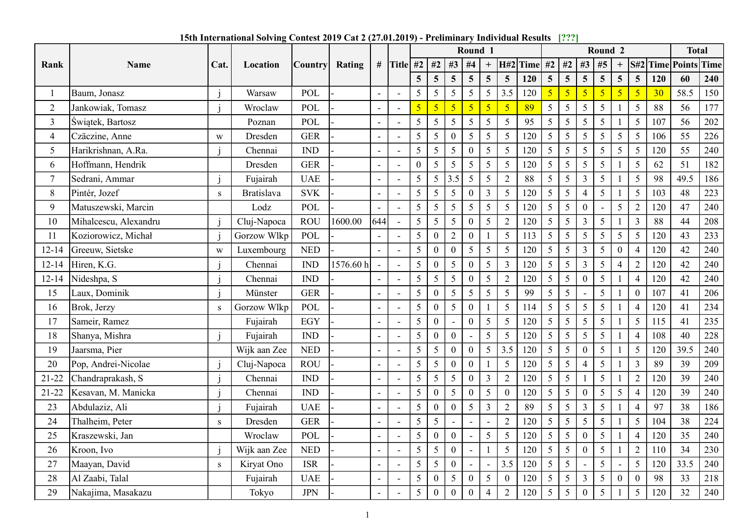# 15th International Solving Contest 2019 Cat 2 (27.01.2019) - Preliminary Individual Results [???]

| Rank | Name | Cat. | Location | Country | Rating | # | Title | Round 1 | | | | | | | Round 2 | | | | | | | Total | |
|---|---|---|---|---|---|---|---|---|---|---|---|---|---|---|---|---|---|---|---|---|---|---|---|
| | | | | | | | | #2 | #2 | #3 | #4 | + | H#2 | Time | #2 | #2 | #3 | #5 | + | S#2 | Time | Points | Time |
| | | | | | | | | 5 | 5 | 5 | 5 | 5 | 5 | 120 | 5 | 5 | 5 | 5 | 5 | 5 | 120 | 60 | 240 |
| 1 | Baum, Jonasz | j | Warsaw | POL | - | - | - | 5 | 5 | 5 | 5 | 5 | 3.5 | 120 | 5 | 5 | 5 | 5 | 5 | 5 | 30 | 58.5 | 150 |
| 2 | Jankowiak, Tomasz | j | Wroclaw | POL | - | - | - | 5 | 5 | 5 | 5 | 5 | 5 | 89 | 5 | 5 | 5 | 5 | 1 | 5 | 88 | 56 | 177 |
| 3 | Świątek, Bartosz | | Poznan | POL | - | - | - | 5 | 5 | 5 | 5 | 5 | 5 | 95 | 5 | 5 | 5 | 5 | 1 | 5 | 107 | 56 | 202 |
| 4 | Czäczine, Anne | w | Dresden | GER | - | - | - | 5 | 5 | 0 | 5 | 5 | 5 | 120 | 5 | 5 | 5 | 5 | 5 | 5 | 106 | 55 | 226 |
| 5 | Harikrishnan, A.Ra. | j | Chennai | IND | - | - | - | 5 | 5 | 5 | 0 | 5 | 5 | 120 | 5 | 5 | 5 | 5 | 5 | 5 | 120 | 55 | 240 |
| 6 | Hoffmann, Hendrik | | Dresden | GER | - | - | - | 0 | 5 | 5 | 5 | 5 | 5 | 120 | 5 | 5 | 5 | 5 | 1 | 5 | 62 | 51 | 182 |
| 7 | Sedrani, Ammar | j | Fujairah | UAE | - | - | - | 5 | 5 | 3.5 | 5 | 5 | 2 | 88 | 5 | 5 | 3 | 5 | 1 | 5 | 98 | 49.5 | 186 |
| 8 | Pintér, Jozef | s | Bratislava | SVK | - | - | - | 5 | 5 | 5 | 0 | 3 | 5 | 120 | 5 | 5 | 4 | 5 | 1 | 5 | 103 | 48 | 223 |
| 9 | Matuszewski, Marcin | | Lodz | POL | - | - | - | 5 | 5 | 5 | 5 | 5 | 5 | 120 | 5 | 5 | 0 | - | 5 | 2 | 120 | 47 | 240 |
| 10 | Mihalcescu, Alexandru | j | Cluj-Napoca | ROU | 1600.00 | 644 | - | 5 | 5 | 5 | 0 | 5 | 2 | 120 | 5 | 5 | 3 | 5 | 1 | 3 | 88 | 44 | 208 |
| 11 | Koziorowicz, Michał | j | Gorzow Wlkp | POL | - | - | - | 5 | 0 | 2 | 0 | 1 | 5 | 113 | 5 | 5 | 5 | 5 | 5 | 5 | 120 | 43 | 233 |
| 12-14 | Greeuw, Sietske | w | Luxembourg | NED | - | - | - | 5 | 0 | 0 | 5 | 5 | 5 | 120 | 5 | 5 | 3 | 5 | 0 | 4 | 120 | 42 | 240 |
| 12-14 | Hiren, K.G. | j | Chennai | IND | 1576.60 h | - | - | 5 | 0 | 5 | 0 | 5 | 3 | 120 | 5 | 5 | 3 | 5 | 4 | 2 | 120 | 42 | 240 |
| 12-14 | Nideshpa, S | j | Chennai | IND | - | - | - | 5 | 5 | 5 | 0 | 5 | 2 | 120 | 5 | 5 | 0 | 5 | 1 | 4 | 120 | 42 | 240 |
| 15 | Laux, Dominik | j | Münster | GER | - | - | - | 5 | 0 | 5 | 5 | 5 | 5 | 99 | 5 | 5 | - | 5 | 1 | 0 | 107 | 41 | 206 |
| 16 | Brok, Jerzy | s | Gorzow Wlkp | POL | - | - | - | 5 | 0 | 5 | 0 | 1 | 5 | 114 | 5 | 5 | 5 | 5 | 1 | 4 | 120 | 41 | 234 |
| 17 | Sameir, Ramez | | Fujairah | EGY | - | - | - | 5 | 0 | - | 0 | 5 | 5 | 120 | 5 | 5 | 5 | 5 | 1 | 5 | 115 | 41 | 235 |
| 18 | Shanya, Mishra | j | Fujairah | IND | - | - | - | 5 | 0 | 0 | - | 5 | 5 | 120 | 5 | 5 | 5 | 5 | 1 | 4 | 108 | 40 | 228 |
| 19 | Jaarsma, Pier | | Wijk aan Zee | NED | - | - | - | 5 | 5 | 0 | 0 | 5 | 3.5 | 120 | 5 | 5 | 0 | 5 | 1 | 5 | 120 | 39.5 | 240 |
| 20 | Pop, Andrei-Nicolae | j | Cluj-Napoca | ROU | - | - | - | 5 | 5 | 0 | 0 | 1 | 5 | 120 | 5 | 5 | 4 | 5 | 1 | 3 | 89 | 39 | 209 |
| 21-22 | Chandraprakash, S | j | Chennai | IND | - | - | - | 5 | 5 | 5 | 0 | 3 | 2 | 120 | 5 | 5 | 1 | 5 | 1 | 2 | 120 | 39 | 240 |
| 21-22 | Kesavan, M. Manicka | j | Chennai | IND | - | - | - | 5 | 0 | 5 | 0 | 5 | 0 | 120 | 5 | 5 | 0 | 5 | 5 | 4 | 120 | 39 | 240 |
| 23 | Abdulaziz, Ali | j | Fujairah | UAE | - | - | - | 5 | 0 | 0 | 5 | 3 | 2 | 89 | 5 | 5 | 3 | 5 | 1 | 4 | 97 | 38 | 186 |
| 24 | Thalheim, Peter | s | Dresden | GER | - | - | - | 5 | 5 | - | - | - | 2 | 120 | 5 | 5 | 5 | 5 | 1 | 5 | 104 | 38 | 224 |
| 25 | Kraszewski, Jan | | Wroclaw | POL | - | - | - | 5 | 0 | 0 | - | 5 | 5 | 120 | 5 | 5 | 0 | 5 | 1 | 4 | 120 | 35 | 240 |
| 26 | Kroon, Ivo | j | Wijk aan Zee | NED | - | - | - | 5 | 5 | 0 | - | 1 | 5 | 120 | 5 | 5 | 0 | 5 | 1 | 2 | 110 | 34 | 230 |
| 27 | Maayan, David | s | Kiryat Ono | ISR | - | - | - | 5 | 5 | 0 | - | - | 3.5 | 120 | 5 | 5 | - | 5 | - | 5 | 120 | 33.5 | 240 |
| 28 | Al Zaabi, Talal | | Fujairah | UAE | - | - | - | 5 | 0 | 5 | 0 | 5 | 0 | 120 | 5 | 5 | 3 | 5 | 0 | 0 | 98 | 33 | 218 |
| 29 | Nakajima, Masakazu | | Tokyo | JPN | - | - | - | 5 | 0 | 0 | 0 | 4 | 2 | 120 | 5 | 5 | 0 | 5 | 1 | 5 | 120 | 32 | 240 |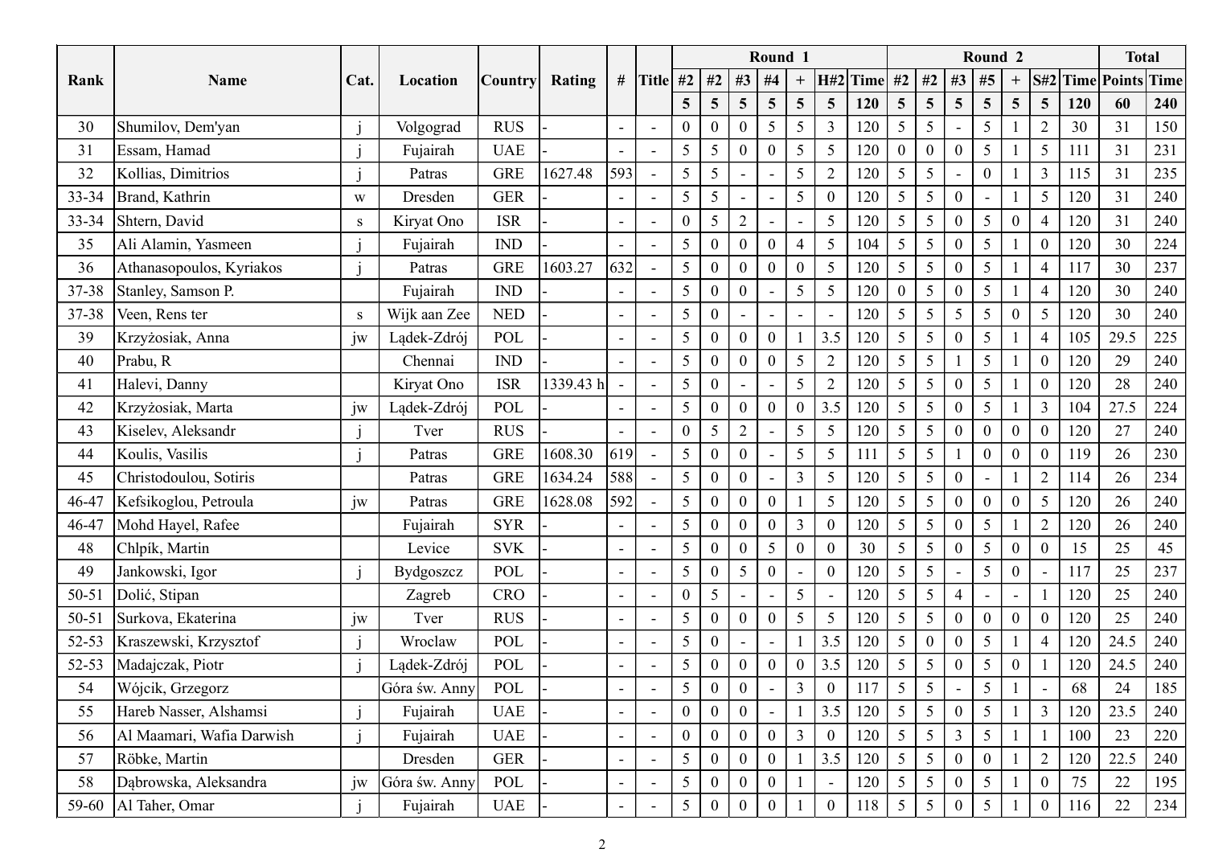| Rank | Name | Cat. | Location | Country | Rating | # | Title | Round 1 | | | | | | | Round 2 | | | | | | | Total | |
|---|---|---|---|---|---|---|---|---|---|---|---|---|---|---|---|---|---|---|---|---|---|---|---|
| | | | | | | | | #2 | #2 | #3 | #4 | + | H#2 | Time | #2 | #2 | #3 | #5 | + | S#2 | Time | Points | Time |
| | | | | | | | | 5 | 5 | 5 | 5 | 5 | 5 | 120 | 5 | 5 | 5 | 5 | 5 | 5 | 120 | 60 | 240 |
| 30 | Shumilov, Dem'yan | j | Volgograd | RUS | - | - | - | 0 | 0 | 0 | 5 | 5 | 3 | 120 | 5 | 5 | - | 5 | 1 | 2 | 30 | 31 | 150 |
| 31 | Essam, Hamad | j | Fujairah | UAE | - | - | - | 5 | 5 | 0 | 0 | 5 | 5 | 120 | 0 | 0 | 0 | 5 | 1 | 5 | 111 | 31 | 231 |
| 32 | Kollias, Dimitrios | j | Patras | GRE | 1627.48 | 593 | - | 5 | 5 | - | - | 5 | 2 | 120 | 5 | 5 | - | 0 | 1 | 3 | 115 | 31 | 235 |
| 33-34 | Brand, Kathrin | w | Dresden | GER | - | - | - | 5 | 5 | - | - | 5 | 0 | 120 | 5 | 5 | 0 | - | 1 | 5 | 120 | 31 | 240 |
| 33-34 | Shtern, David | s | Kiryat Ono | ISR | - | - | - | 0 | 5 | 2 | - | - | 5 | 120 | 5 | 5 | 0 | 5 | 0 | 4 | 120 | 31 | 240 |
| 35 | Ali Alamin, Yasmeen | j | Fujairah | IND | - | - | - | 5 | 0 | 0 | 0 | 4 | 5 | 104 | 5 | 5 | 0 | 5 | 1 | 0 | 120 | 30 | 224 |
| 36 | Athanasopoulos, Kyriakos | j | Patras | GRE | 1603.27 | 632 | - | 5 | 0 | 0 | 0 | 0 | 5 | 120 | 5 | 5 | 0 | 5 | 1 | 4 | 117 | 30 | 237 |
| 37-38 | Stanley, Samson P. | | Fujairah | IND | - | - | - | 5 | 0 | 0 | - | 5 | 5 | 120 | 0 | 5 | 0 | 5 | 1 | 4 | 120 | 30 | 240 |
| 37-38 | Veen, Rens ter | s | Wijk aan Zee | NED | - | - | - | 5 | 0 | - | - | - | - | 120 | 5 | 5 | 5 | 5 | 0 | 5 | 120 | 30 | 240 |
| 39 | Krzyżosiak, Anna | jw | Lądek-Zdrój | POL | - | - | - | 5 | 0 | 0 | 0 | 1 | 3.5 | 120 | 5 | 5 | 0 | 5 | 1 | 4 | 105 | 29.5 | 225 |
| 40 | Prabu, R | | Chennai | IND | - | - | - | 5 | 0 | 0 | 0 | 5 | 2 | 120 | 5 | 5 | 1 | 5 | 1 | 0 | 120 | 29 | 240 |
| 41 | Halevi, Danny | | Kiryat Ono | ISR | 1339.43 h | - | - | 5 | 0 | - | - | 5 | 2 | 120 | 5 | 5 | 0 | 5 | 1 | 0 | 120 | 28 | 240 |
| 42 | Krzyżosiak, Marta | jw | Lądek-Zdrój | POL | - | - | - | 5 | 0 | 0 | 0 | 0 | 3.5 | 120 | 5 | 5 | 0 | 5 | 1 | 3 | 104 | 27.5 | 224 |
| 43 | Kiselev, Aleksandr | j | Tver | RUS | - | - | - | 0 | 5 | 2 | - | 5 | 5 | 120 | 5 | 5 | 0 | 0 | 0 | 0 | 120 | 27 | 240 |
| 44 | Koulis, Vasilis | j | Patras | GRE | 1608.30 | 619 | - | 5 | 0 | 0 | - | 5 | 5 | 111 | 5 | 5 | 1 | 0 | 0 | 0 | 119 | 26 | 230 |
| 45 | Christodoulou, Sotiris | | Patras | GRE | 1634.24 | 588 | - | 5 | 0 | 0 | - | 3 | 5 | 120 | 5 | 5 | 0 | - | 1 | 2 | 114 | 26 | 234 |
| 46-47 | Kefsikoglou, Petroula | jw | Patras | GRE | 1628.08 | 592 | - | 5 | 0 | 0 | 0 | 1 | 5 | 120 | 5 | 5 | 0 | 0 | 0 | 5 | 120 | 26 | 240 |
| 46-47 | Mohd Hayel, Rafee | | Fujairah | SYR | - | - | - | 5 | 0 | 0 | 0 | 3 | 0 | 120 | 5 | 5 | 0 | 5 | 1 | 2 | 120 | 26 | 240 |
| 48 | Chlpík, Martin | | Levice | SVK | - | - | - | 5 | 0 | 0 | 5 | 0 | 0 | 30 | 5 | 5 | 0 | 5 | 0 | 0 | 15 | 25 | 45 |
| 49 | Jankowski, Igor | j | Bydgoszcz | POL | - | - | - | 5 | 0 | 5 | 0 | - | 0 | 120 | 5 | 5 | - | 5 | 0 | - | 117 | 25 | 237 |
| 50-51 | Dolić, Stipan | | Zagreb | CRO | - | - | - | 0 | 5 | - | - | 5 | - | 120 | 5 | 5 | 4 | - | - | 1 | 120 | 25 | 240 |
| 50-51 | Surkova, Ekaterina | jw | Tver | RUS | - | - | - | 5 | 0 | 0 | 0 | 5 | 5 | 120 | 5 | 5 | 0 | 0 | 0 | 0 | 120 | 25 | 240 |
| 52-53 | Kraszewski, Krzysztof | j | Wroclaw | POL | - | - | - | 5 | 0 | - | - | 1 | 3.5 | 120 | 5 | 0 | 0 | 5 | 1 | 4 | 120 | 24.5 | 240 |
| 52-53 | Madajczak, Piotr | j | Lądek-Zdrój | POL | - | - | - | 5 | 0 | 0 | 0 | 0 | 3.5 | 120 | 5 | 5 | 0 | 5 | 0 | 1 | 120 | 24.5 | 240 |
| 54 | Wójcik, Grzegorz | | Góra św. Anny | POL | - | - | - | 5 | 0 | 0 | - | 3 | 0 | 117 | 5 | 5 | - | 5 | 1 | - | 68 | 24 | 185 |
| 55 | Hareb Nasser, Alshamsi | j | Fujairah | UAE | - | - | - | 0 | 0 | 0 | - | 1 | 3.5 | 120 | 5 | 5 | 0 | 5 | 1 | 3 | 120 | 23.5 | 240 |
| 56 | Al Maamari, Wafia Darwish | j | Fujairah | UAE | - | - | - | 0 | 0 | 0 | 0 | 3 | 0 | 120 | 5 | 5 | 3 | 5 | 1 | 1 | 100 | 23 | 220 |
| 57 | Röbke, Martin | | Dresden | GER | - | - | - | 5 | 0 | 0 | 0 | 1 | 3.5 | 120 | 5 | 5 | 0 | 0 | 1 | 2 | 120 | 22.5 | 240 |
| 58 | Dąbrowska, Aleksandra | jw | Góra św. Anny | POL | - | - | - | 5 | 0 | 0 | 0 | 1 | - | 120 | 5 | 5 | 0 | 5 | 1 | 0 | 75 | 22 | 195 |
| 59-60 | Al Taher, Omar | j | Fujairah | UAE | - | - | - | 5 | 0 | 0 | 0 | 1 | 0 | 118 | 5 | 5 | 0 | 5 | 1 | 0 | 116 | 22 | 234 |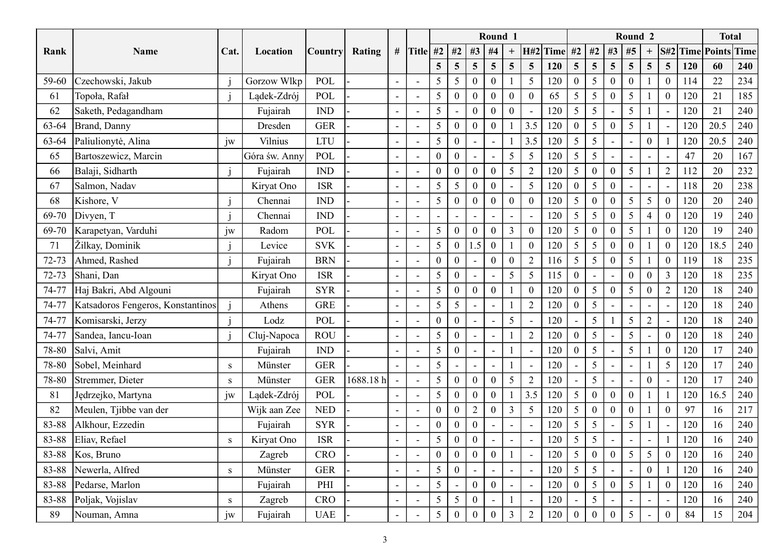| Rank | Name | Cat. | Location | Country | Rating | # | Title | Round 1 | | | | | | | Round 2 | | | | | | | Total | |
|---|---|---|---|---|---|---|---|---|---|---|---|---|---|---|---|---|---|---|---|---|---|---|---|
| | | | | | | | | #2 | #2 | #3 | #4 | + | H#2 | Time | #2 | #2 | #3 | #5 | + | S#2 | Time | Points | Time |
| | | | | | | | | 5 | 5 | 5 | 5 | 5 | 5 | 120 | 5 | 5 | 5 | 5 | 5 | 5 | 120 | 60 | 240 |
| 59-60 | Czechowski, Jakub | j | Gorzow Wlkp | POL | - | - | - | 5 | 5 | 0 | 0 | 1 | 5 | 120 | 0 | 5 | 0 | 0 | 1 | 0 | 114 | 22 | 234 |
| 61 | Topoła, Rafał | j | Lądek-Zdrój | POL | - | - | - | 5 | 0 | 0 | 0 | 0 | 0 | 65 | 5 | 5 | 0 | 5 | 1 | 0 | 120 | 21 | 185 |
| 62 | Saketh, Pedagandham | | Fujairah | IND | - | - | - | 5 | - | 0 | 0 | 0 | - | 120 | 5 | 5 | - | 5 | 1 | - | 120 | 21 | 240 |
| 63-64 | Brand, Danny | | Dresden | GER | - | - | - | 5 | 0 | 0 | 0 | 1 | 3.5 | 120 | 0 | 5 | 0 | 5 | 1 | - | 120 | 20.5 | 240 |
| 63-64 | Paliulionytė, Alina | jw | Vilnius | LTU | - | - | - | 5 | 0 | - | - | 1 | 3.5 | 120 | 5 | 5 | - | - | 0 | 1 | 120 | 20.5 | 240 |
| 65 | Bartoszewicz, Marcin | | Góra św. Anny | POL | - | - | - | 0 | 0 | - | - | 5 | 5 | 120 | 5 | 5 | - | - | - | - | 47 | 20 | 167 |
| 66 | Balaji, Sidharth | j | Fujairah | IND | - | - | - | 0 | 0 | 0 | 0 | 5 | 2 | 120 | 5 | 0 | 0 | 5 | 1 | 2 | 112 | 20 | 232 |
| 67 | Salmon, Nadav | | Kiryat Ono | ISR | - | - | - | 5 | 5 | 0 | 0 | - | 5 | 120 | 0 | 5 | 0 | - | - | - | 118 | 20 | 238 |
| 68 | Kishore, V | j | Chennai | IND | - | - | - | 5 | 0 | 0 | 0 | 0 | 0 | 120 | 5 | 0 | 0 | 5 | 5 | 0 | 120 | 20 | 240 |
| 69-70 | Divyen, T | j | Chennai | IND | - | - | - | - | - | - | - | - | - | 120 | 5 | 5 | 0 | 5 | 4 | 0 | 120 | 19 | 240 |
| 69-70 | Karapetyan, Varduhi | jw | Radom | POL | - | - | - | 5 | 0 | 0 | 0 | 3 | 0 | 120 | 5 | 0 | 0 | 5 | 1 | 0 | 120 | 19 | 240 |
| 71 | Žilkay, Dominik | j | Levice | SVK | - | - | - | 5 | 0 | 1.5 | 0 | 1 | 0 | 120 | 5 | 5 | 0 | 0 | 1 | 0 | 120 | 18.5 | 240 |
| 72-73 | Ahmed, Rashed | j | Fujairah | BRN | - | - | - | 0 | 0 | - | 0 | 0 | 2 | 116 | 5 | 5 | 0 | 5 | 1 | 0 | 119 | 18 | 235 |
| 72-73 | Shani, Dan | | Kiryat Ono | ISR | - | - | - | 5 | 0 | - | - | 5 | 5 | 115 | 0 | - | - | 0 | 0 | 3 | 120 | 18 | 235 |
| 74-77 | Haj Bakri, Abd Algouni | | Fujairah | SYR | - | - | - | 5 | 0 | 0 | 0 | 1 | 0 | 120 | 0 | 5 | 0 | 5 | 0 | 2 | 120 | 18 | 240 |
| 74-77 | Katsadoros Fengeros, Konstantinos | j | Athens | GRE | - | - | - | 5 | 5 | - | - | 1 | 2 | 120 | 0 | 5 | - | - | - | - | 120 | 18 | 240 |
| 74-77 | Komisarski, Jerzy | j | Lodz | POL | - | - | - | 0 | 0 | - | - | 5 | - | 120 | - | 5 | 1 | 5 | 2 | - | 120 | 18 | 240 |
| 74-77 | Sandea, Iancu-Ioan | j | Cluj-Napoca | ROU | - | - | - | 5 | 0 | - | - | 1 | 2 | 120 | 0 | 5 | - | 5 | - | 0 | 120 | 18 | 240 |
| 78-80 | Salvi, Amit | | Fujairah | IND | - | - | - | 5 | 0 | - | - | 1 | - | 120 | 0 | 5 | - | 5 | 1 | 0 | 120 | 17 | 240 |
| 78-80 | Sobel, Meinhard | s | Münster | GER | - | - | - | 5 | - | - | - | 1 | - | 120 | - | 5 | - | - | 1 | 5 | 120 | 17 | 240 |
| 78-80 | Stremmer, Dieter | s | Münster | GER | 1688.18 h | - | - | 5 | 0 | 0 | 0 | 5 | 2 | 120 | - | 5 | - | - | 0 | - | 120 | 17 | 240 |
| 81 | Jędrzejko, Martyna | jw | Lądek-Zdrój | POL | - | - | - | 5 | 0 | 0 | 0 | 1 | 3.5 | 120 | 5 | 0 | 0 | 0 | 1 | 1 | 120 | 16.5 | 240 |
| 82 | Meulen, Tjibbe van der | | Wijk aan Zee | NED | - | - | - | 0 | 0 | 2 | 0 | 3 | 5 | 120 | 5 | 0 | 0 | 0 | 1 | 0 | 97 | 16 | 217 |
| 83-88 | Alkhour, Ezzedin | | Fujairah | SYR | - | - | - | 0 | 0 | 0 | - | - | - | 120 | 5 | 5 | - | 5 | 1 | - | 120 | 16 | 240 |
| 83-88 | Eliav, Refael | s | Kiryat Ono | ISR | - | - | - | 5 | 0 | 0 | - | - | - | 120 | 5 | 5 | - | - | - | 1 | 120 | 16 | 240 |
| 83-88 | Kos, Bruno | | Zagreb | CRO | - | - | - | 0 | 0 | 0 | 0 | 1 | - | 120 | 5 | 0 | 0 | 5 | 5 | 0 | 120 | 16 | 240 |
| 83-88 | Newerla, Alfred | s | Münster | GER | - | - | - | 5 | 0 | - | - | - | - | 120 | 5 | 5 | - | - | 0 | 1 | 120 | 16 | 240 |
| 83-88 | Pedarse, Marlon | | Fujairah | PHI | - | - | - | 5 | - | 0 | 0 | - | - | 120 | 0 | 5 | 0 | 5 | 1 | 0 | 120 | 16 | 240 |
| 83-88 | Poljak, Vojislav | s | Zagreb | CRO | - | - | - | 5 | 5 | 0 | - | 1 | - | 120 | - | 5 | - | - | - | - | 120 | 16 | 240 |
| 89 | Nouman, Amna | jw | Fujairah | UAE | - | - | - | 5 | 0 | 0 | 0 | 3 | 2 | 120 | 0 | 0 | 0 | 5 | - | 0 | 84 | 15 | 204 |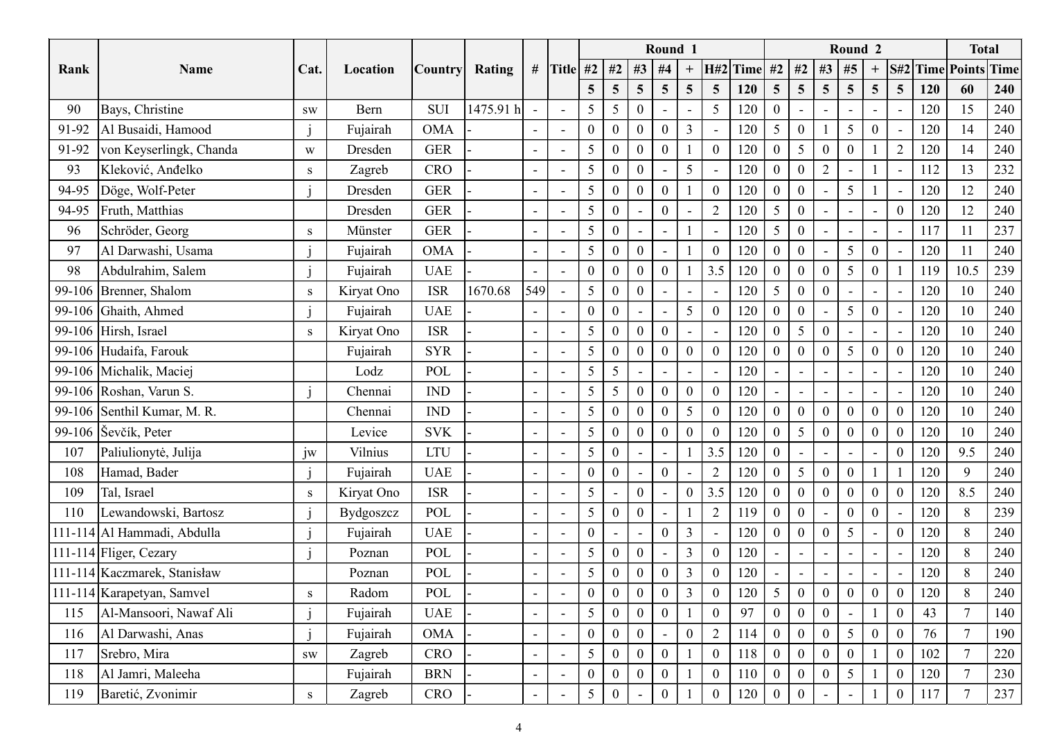| Rank | Name | Cat. | Location | Country | Rating | # | Title | Round 1 | | | | | | | Round 2 | | | | | | | Total | |
|---|---|---|---|---|---|---|---|---|---|---|---|---|---|---|---|---|---|---|---|---|---|---|---|
| | | | | | | | | #2 | #2 | #3 | #4 | + | H#2 | Time | #2 | #2 | #3 | #5 | + | S#2 | Time | Points | Time |
| | | | | | | | | 5 | 5 | 5 | 5 | 5 | 5 | 120 | 5 | 5 | 5 | 5 | 5 | 5 | 120 | 60 | 240 |
| 90 | Bays, Christine | sw | Bern | SUI | 1475.91 h | - | - | 5 | 5 | 0 | - | - | 5 | 120 | 0 | - | - | - | - | - | 120 | 15 | 240 |
| 91-92 | Al Busaidi, Hamood | j | Fujairah | OMA | - | - | - | 0 | 0 | 0 | 0 | 3 | - | 120 | 5 | 0 | 1 | 5 | 0 | - | 120 | 14 | 240 |
| 91-92 | von Keyserlingk, Chanda | w | Dresden | GER | - | - | - | 5 | 0 | 0 | 0 | 1 | 0 | 120 | 0 | 5 | 0 | 0 | 1 | 2 | 120 | 14 | 240 |
| 93 | Kleković, Anđelko | s | Zagreb | CRO | - | - | - | 5 | 0 | 0 | - | 5 | - | 120 | 0 | 0 | 2 | - | 1 | - | 112 | 13 | 232 |
| 94-95 | Döge, Wolf-Peter | j | Dresden | GER | - | - | - | 5 | 0 | 0 | 0 | 1 | 0 | 120 | 0 | 0 | - | 5 | 1 | - | 120 | 12 | 240 |
| 94-95 | Fruth, Matthias | | Dresden | GER | - | - | - | 5 | 0 | - | 0 | - | 2 | 120 | 5 | 0 | - | - | - | 0 | 120 | 12 | 240 |
| 96 | Schröder, Georg | s | Münster | GER | - | - | - | 5 | 0 | - | - | 1 | - | 120 | 5 | 0 | - | - | - | - | 117 | 11 | 237 |
| 97 | Al Darwashi, Usama | j | Fujairah | OMA | - | - | - | 5 | 0 | 0 | - | 1 | 0 | 120 | 0 | 0 | - | 5 | 0 | - | 120 | 11 | 240 |
| 98 | Abdulrahim, Salem | j | Fujairah | UAE | - | - | - | 0 | 0 | 0 | 0 | 1 | 3.5 | 120 | 0 | 0 | 0 | 5 | 0 | 1 | 119 | 10.5 | 239 |
| 99-106 | Brenner, Shalom | s | Kiryat Ono | ISR | 1670.68 | 549 | - | 5 | 0 | 0 | - | - | - | 120 | 5 | 0 | 0 | - | - | - | 120 | 10 | 240 |
| 99-106 | Ghaith, Ahmed | j | Fujairah | UAE | - | - | - | 0 | 0 | - | - | 5 | 0 | 120 | 0 | 0 | - | 5 | 0 | - | 120 | 10 | 240 |
| 99-106 | Hirsh, Israel | s | Kiryat Ono | ISR | - | - | - | 5 | 0 | 0 | 0 | - | - | 120 | 0 | 5 | 0 | - | - | - | 120 | 10 | 240 |
| 99-106 | Hudaifa, Farouk | | Fujairah | SYR | - | - | - | 5 | 0 | 0 | 0 | 0 | 0 | 120 | 0 | 0 | 0 | 5 | 0 | 0 | 120 | 10 | 240 |
| 99-106 | Michalik, Maciej | | Lodz | POL | - | - | - | 5 | 5 | - | - | - | - | 120 | - | - | - | - | - | - | 120 | 10 | 240 |
| 99-106 | Roshan, Varun S. | j | Chennai | IND | - | - | - | 5 | 5 | 0 | 0 | 0 | 0 | 120 | - | - | - | - | - | - | 120 | 10 | 240 |
| 99-106 | Senthil Kumar, M. R. | | Chennai | IND | - | - | - | 5 | 0 | 0 | 0 | 5 | 0 | 120 | 0 | 0 | 0 | 0 | 0 | 0 | 120 | 10 | 240 |
| 99-106 | Ševčík, Peter | | Levice | SVK | - | - | - | 5 | 0 | 0 | 0 | 0 | 0 | 120 | 0 | 5 | 0 | 0 | 0 | 0 | 120 | 10 | 240 |
| 107 | Paliulionytė, Julija | jw | Vilnius | LTU | - | - | - | 5 | 0 | - | - | 1 | 3.5 | 120 | 0 | - | - | - | - | 0 | 120 | 9.5 | 240 |
| 108 | Hamad, Bader | j | Fujairah | UAE | - | - | - | 0 | 0 | - | 0 | - | 2 | 120 | 0 | 5 | 0 | 0 | 1 | 1 | 120 | 9 | 240 |
| 109 | Tal, Israel | s | Kiryat Ono | ISR | - | - | - | 5 | - | 0 | - | 0 | 3.5 | 120 | 0 | 0 | 0 | 0 | 0 | 0 | 120 | 8.5 | 240 |
| 110 | Lewandowski, Bartosz | j | Bydgoszcz | POL | - | - | - | 5 | 0 | 0 | - | 1 | 2 | 119 | 0 | 0 | - | 0 | 0 | - | 120 | 8 | 239 |
| 111-114 | Al Hammadi, Abdulla | j | Fujairah | UAE | - | - | - | 0 | - | - | 0 | 3 | - | 120 | 0 | 0 | 0 | 5 | - | 0 | 120 | 8 | 240 |
| 111-114 | Fliger, Cezary | j | Poznan | POL | - | - | - | 5 | 0 | 0 | - | 3 | 0 | 120 | - | - | - | - | - | - | 120 | 8 | 240 |
| 111-114 | Kaczmarek, Stanisław | | Poznan | POL | - | - | - | 5 | 0 | 0 | 0 | 3 | 0 | 120 | - | - | - | - | - | - | 120 | 8 | 240 |
| 111-114 | Karapetyan, Samvel | s | Radom | POL | - | - | - | 0 | 0 | 0 | 0 | 3 | 0 | 120 | 5 | 0 | 0 | 0 | 0 | 0 | 120 | 8 | 240 |
| 115 | Al-Mansoori, Nawaf Ali | j | Fujairah | UAE | - | - | - | 5 | 0 | 0 | 0 | 1 | 0 | 97 | 0 | 0 | 0 | - | 1 | 0 | 43 | 7 | 140 |
| 116 | Al Darwashi, Anas | j | Fujairah | OMA | - | - | - | 0 | 0 | 0 | - | 0 | 2 | 114 | 0 | 0 | 0 | 5 | 0 | 0 | 76 | 7 | 190 |
| 117 | Srebro, Mira | sw | Zagreb | CRO | - | - | - | 5 | 0 | 0 | 0 | 1 | 0 | 118 | 0 | 0 | 0 | 0 | 1 | 0 | 102 | 7 | 220 |
| 118 | Al Jamri, Maleeha | | Fujairah | BRN | - | - | - | 0 | 0 | 0 | 0 | 1 | 0 | 110 | 0 | 0 | 0 | 5 | 1 | 0 | 120 | 7 | 230 |
| 119 | Baretić, Zvonimir | s | Zagreb | CRO | - | - | - | 5 | 0 | - | 0 | 1 | 0 | 120 | 0 | 0 | - | - | 1 | 0 | 117 | 7 | 237 |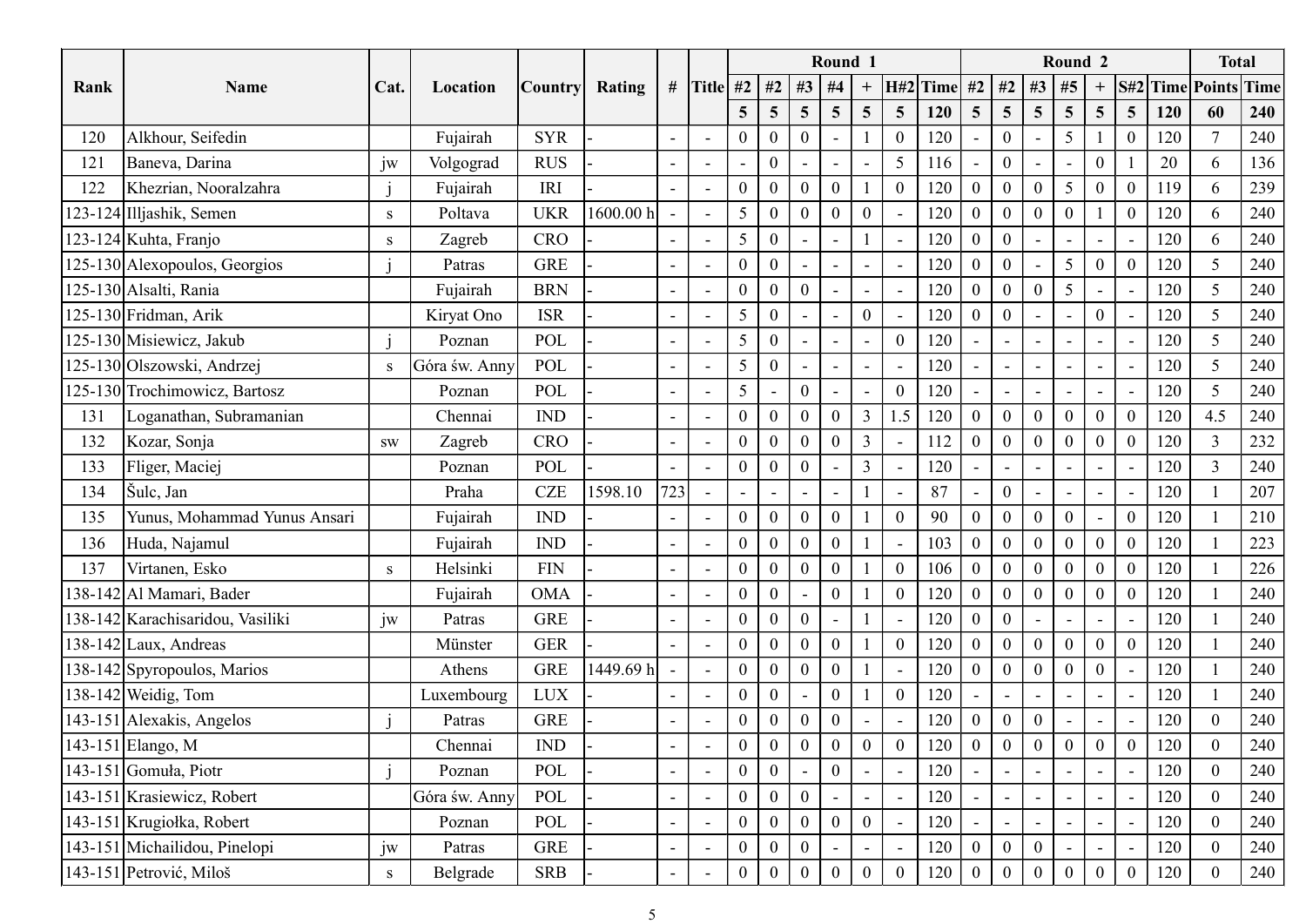| Rank | Name | Cat. | Location | Country | Rating | # | Title | Round 1 | | | | | | | Round 2 | | | | | | | Total | |
|---|---|---|---|---|---|---|---|---|---|---|---|---|---|---|---|---|---|---|---|---|---|---|---|
| | | | | | | | | #2 | #2 | #3 | #4 | + | H#2 | Time | #2 | #2 | #3 | #5 | + | S#2 | Time | Points | Time |
| | | | | | | | | 5 | 5 | 5 | 5 | 5 | 5 | 120 | 5 | 5 | 5 | 5 | 5 | 5 | 120 | 60 | 240 |
| 120 | Alkhour, Seifedin | | Fujairah | SYR | - | - | - | 0 | 0 | 0 | - | 1 | 0 | 120 | - | 0 | - | 5 | 1 | 0 | 120 | 7 | 240 |
| 121 | Baneva, Darina | jw | Volgograd | RUS | - | - | - | - | 0 | - | - | - | 5 | 116 | - | 0 | - | - | 0 | 1 | 20 | 6 | 136 |
| 122 | Khezrian, Nooralzahra | j | Fujairah | IRI | - | - | - | 0 | 0 | 0 | 0 | 1 | 0 | 120 | 0 | 0 | 0 | 5 | 0 | 0 | 119 | 6 | 239 |
| 123-124 | Illjashik, Semen | s | Poltava | UKR | 1600.00 h | - | - | 5 | 0 | 0 | 0 | 0 | - | 120 | 0 | 0 | 0 | 0 | 1 | 0 | 120 | 6 | 240 |
| 123-124 | Kuhta, Franjo | s | Zagreb | CRO | - | - | - | 5 | 0 | - | - | 1 | - | 120 | 0 | 0 | - | - | - | - | 120 | 6 | 240 |
| 125-130 | Alexopoulos, Georgios | j | Patras | GRE | - | - | - | 0 | 0 | - | - | - | - | 120 | 0 | 0 | - | 5 | 0 | 0 | 120 | 5 | 240 |
| 125-130 | Alsalti, Rania | | Fujairah | BRN | - | - | - | 0 | 0 | 0 | - | - | - | 120 | 0 | 0 | 0 | 5 | - | - | 120 | 5 | 240 |
| 125-130 | Fridman, Arik | | Kiryat Ono | ISR | - | - | - | 5 | 0 | - | - | 0 | - | 120 | 0 | 0 | - | - | 0 | - | 120 | 5 | 240 |
| 125-130 | Misiewicz, Jakub | j | Poznan | POL | - | - | - | 5 | 0 | - | - | - | 0 | 120 | - | - | - | - | - | - | 120 | 5 | 240 |
| 125-130 | Olszowski, Andrzej | s | Góra św. Anny | POL | - | - | - | 5 | 0 | - | - | - | - | 120 | - | - | - | - | - | - | 120 | 5 | 240 |
| 125-130 | Trochimowicz, Bartosz | | Poznan | POL | - | - | - | 5 | - | 0 | - | - | 0 | 120 | - | - | - | - | - | - | 120 | 5 | 240 |
| 131 | Loganathan, Subramanian | | Chennai | IND | - | - | - | 0 | 0 | 0 | 0 | 3 | 1.5 | 120 | 0 | 0 | 0 | 0 | 0 | 0 | 120 | 4.5 | 240 |
| 132 | Kozar, Sonja | sw | Zagreb | CRO | - | - | - | 0 | 0 | 0 | 0 | 3 | - | 112 | 0 | 0 | 0 | 0 | 0 | 0 | 120 | 3 | 232 |
| 133 | Fliger, Maciej | | Poznan | POL | - | - | - | 0 | 0 | 0 | - | 3 | - | 120 | - | - | - | - | - | - | 120 | 3 | 240 |
| 134 | Šulc, Jan | | Praha | CZE | 1598.10 | 723 | - | - | - | - | - | 1 | - | 87 | - | 0 | - | - | - | - | 120 | 1 | 207 |
| 135 | Yunus, Mohammad Yunus Ansari | | Fujairah | IND | - | - | - | 0 | 0 | 0 | 0 | 1 | 0 | 90 | 0 | 0 | 0 | 0 | - | 0 | 120 | 1 | 210 |
| 136 | Huda, Najamul | | Fujairah | IND | - | - | - | 0 | 0 | 0 | 0 | 1 | - | 103 | 0 | 0 | 0 | 0 | 0 | 0 | 120 | 1 | 223 |
| 137 | Virtanen, Esko | s | Helsinki | FIN | - | - | - | 0 | 0 | 0 | 0 | 1 | 0 | 106 | 0 | 0 | 0 | 0 | 0 | 0 | 120 | 1 | 226 |
| 138-142 | Al Mamari, Bader | | Fujairah | OMA | - | - | - | 0 | 0 | - | 0 | 1 | 0 | 120 | 0 | 0 | 0 | 0 | 0 | 0 | 120 | 1 | 240 |
| 138-142 | Karachisaridou, Vasiliki | jw | Patras | GRE | - | - | - | 0 | 0 | 0 | - | 1 | - | 120 | 0 | 0 | - | - | - | - | 120 | 1 | 240 |
| 138-142 | Laux, Andreas | | Münster | GER | - | - | - | 0 | 0 | 0 | 0 | 1 | 0 | 120 | 0 | 0 | 0 | 0 | 0 | 0 | 120 | 1 | 240 |
| 138-142 | Spyropoulos, Marios | | Athens | GRE | 1449.69 h | - | - | 0 | 0 | 0 | 0 | 1 | - | 120 | 0 | 0 | 0 | 0 | 0 | - | 120 | 1 | 240 |
| 138-142 | Weidig, Tom | | Luxembourg | LUX | - | - | - | 0 | 0 | - | 0 | 1 | 0 | 120 | - | - | - | - | - | - | 120 | 1 | 240 |
| 143-151 | Alexakis, Angelos | j | Patras | GRE | - | - | - | 0 | 0 | 0 | 0 | - | - | 120 | 0 | 0 | 0 | - | - | - | 120 | 0 | 240 |
| 143-151 | Elango, M | | Chennai | IND | - | - | - | 0 | 0 | 0 | 0 | 0 | 0 | 120 | 0 | 0 | 0 | 0 | 0 | 0 | 120 | 0 | 240 |
| 143-151 | Gomuła, Piotr | j | Poznan | POL | - | - | - | 0 | 0 | - | 0 | - | - | 120 | - | - | - | - | - | - | 120 | 0 | 240 |
| 143-151 | Krasiewicz, Robert | | Góra św. Anny | POL | - | - | - | 0 | 0 | 0 | - | - | - | 120 | - | - | - | - | - | - | 120 | 0 | 240 |
| 143-151 | Krugiołka, Robert | | Poznan | POL | - | - | - | 0 | 0 | 0 | 0 | 0 | - | 120 | - | - | - | - | - | - | 120 | 0 | 240 |
| 143-151 | Michailidou, Pinelopi | jw | Patras | GRE | - | - | - | 0 | 0 | 0 | - | - | - | 120 | 0 | 0 | 0 | - | - | - | 120 | 0 | 240 |
| 143-151 | Petrović, Miloš | s | Belgrade | SRB | - | - | - | 0 | 0 | 0 | 0 | 0 | 0 | 120 | 0 | 0 | 0 | 0 | 0 | 0 | 120 | 0 | 240 |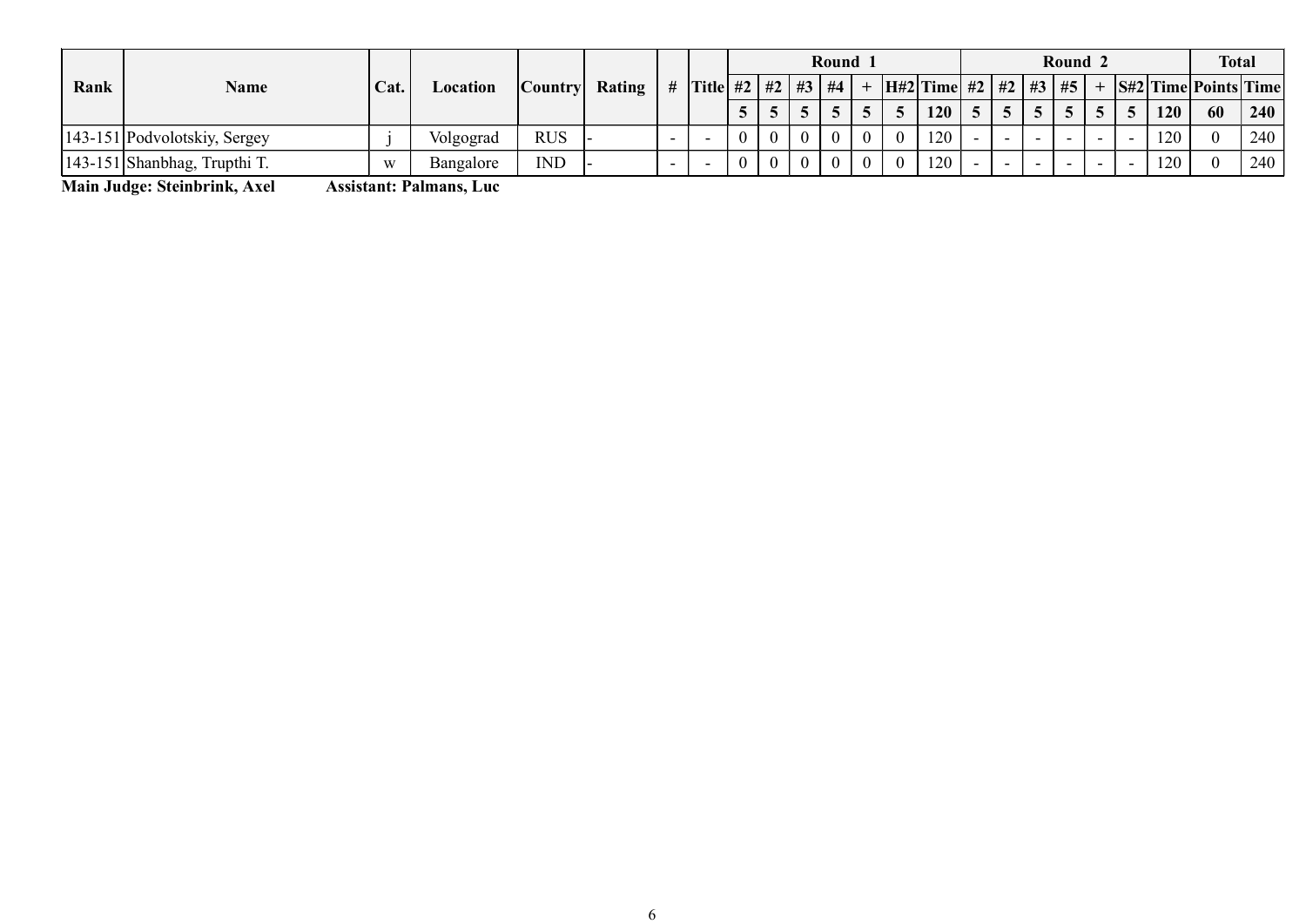| Rank | Name | Cat. | Location | Country | Rating | # | Title | Round 1 | | | | | | | Round 2 | | | | | | | Total | |
|---|---|---|---|---|---|---|---|---|---|---|---|---|---|---|---|---|---|---|---|---|---|---|---|
| | | | | | | | | #2 | #2 | #3 | #4 | + | H#2 | Time | #2 | #2 | #3 | #5 | + | S#2 | Time | Points | Time |
| | | | | | | | | 5 | 5 | 5 | 5 | 5 | 5 | 120 | 5 | 5 | 5 | 5 | 5 | 5 | 120 | 60 | 240 |
| 143-151 | Podvolotskiy, Sergey | j | Volgograd | RUS | - | - | - | 0 | 0 | 0 | 0 | 0 | 0 | 120 | - | - | - | - | - | - | 120 | 0 | 240 |
| 143-151 | Shanbhag, Trupthi T. | w | Bangalore | IND | - | - | - | 0 | 0 | 0 | 0 | 0 | 0 | 120 | - | - | - | - | - | - | 120 | 0 | 240 |

**Main Judge: Steinbrink, Axel** **Assistant: Palmans, Luc**